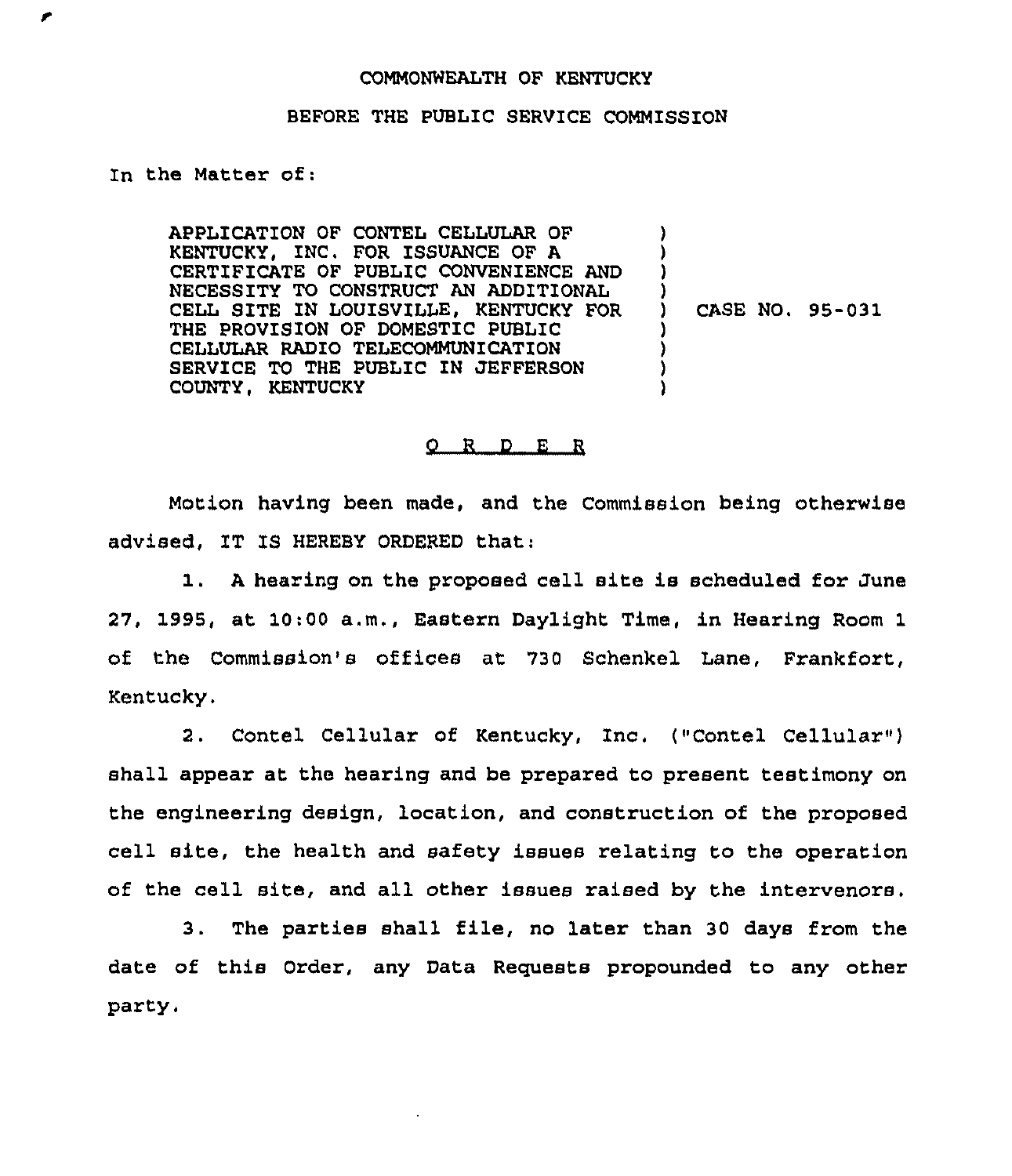COMMONWEALTH OF KENTUCKY

BEFORE THE PUBLIC SERVICE COMMISSION

In the Matter of:

| | | |
|---|---|---|
| APPLICATION OF CONTEL CELLULAR OF KENTUCKY, INC. FOR ISSUANCE OF A CERTIFICATE OF PUBLIC CONVENIENCE AND NECESSITY TO CONSTRUCT AN ADDITIONAL CELL SITE IN LOUISVILLE, KENTUCKY FOR THE PROVISION OF DOMESTIC PUBLIC CELLULAR RADIO TELECOMMUNICATION SERVICE TO THE PUBLIC IN JEFFERSON COUNTY, KENTUCKY | ) | CASE NO. 95-031 |

# O R D E R

Motion having been made, and the Commission being otherwise advised, IT IS HEREBY ORDERED that:

1. A hearing on the proposed cell site is scheduled for June 27, 1995, at 10:00 a.m., Eastern Daylight Time, in Hearing Room 1 of the Commission's offices at 730 Schenkel Lane, Frankfort, Kentucky.

2. Contel Cellular of Kentucky, Inc. ("Contel Cellular") shall appear at the hearing and be prepared to present testimony on the engineering design, location, and construction of the proposed cell site, the health and safety issues relating to the operation of the cell site, and all other issues raised by the intervenors.

3. The parties shall file, no later than 30 days from the date of this Order, any Data Requests propounded to any other party.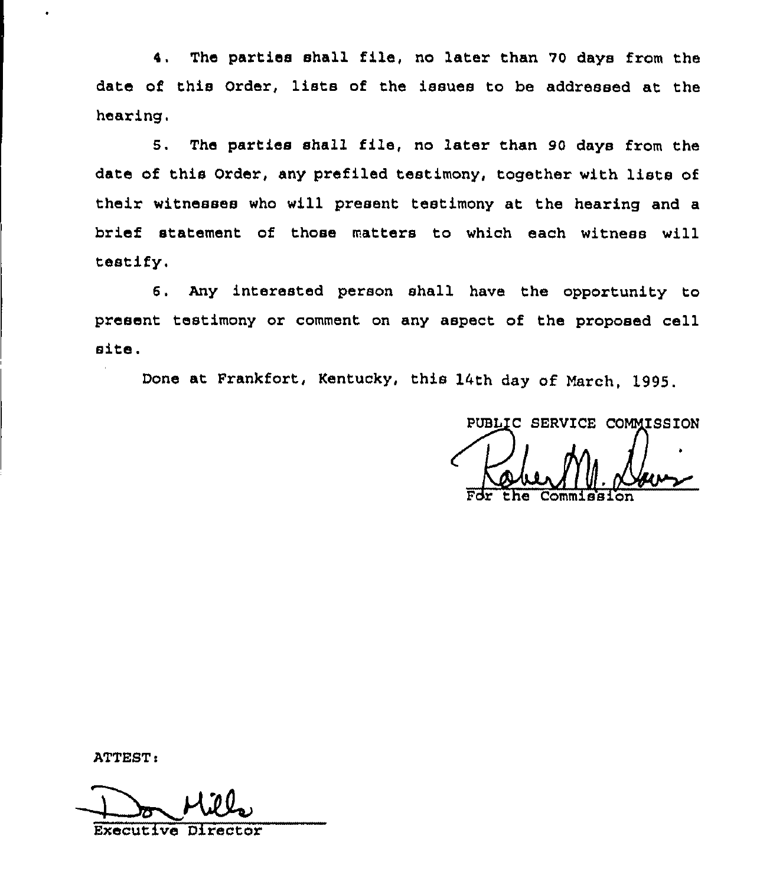4. The parties shall file, no later than 70 days from the date of this Order, lists of the issues to be addressed at the hearing.

5. The parties shall file, no later than 90 days from the date of this Order, any prefiled testimony, together with lists of their witnesses who will present testimony at the hearing and a brief statement of those matters to which each witness will testify.

6. Any interested person shall have the opportunity to present testimony or comment on any aspect of the proposed cell site.

Done at Frankfort, Kentucky, this 14th day of March, 1995.

PUBLIC SERVICE COMMISSION

For the Commission

ATTEST:

Executive Director